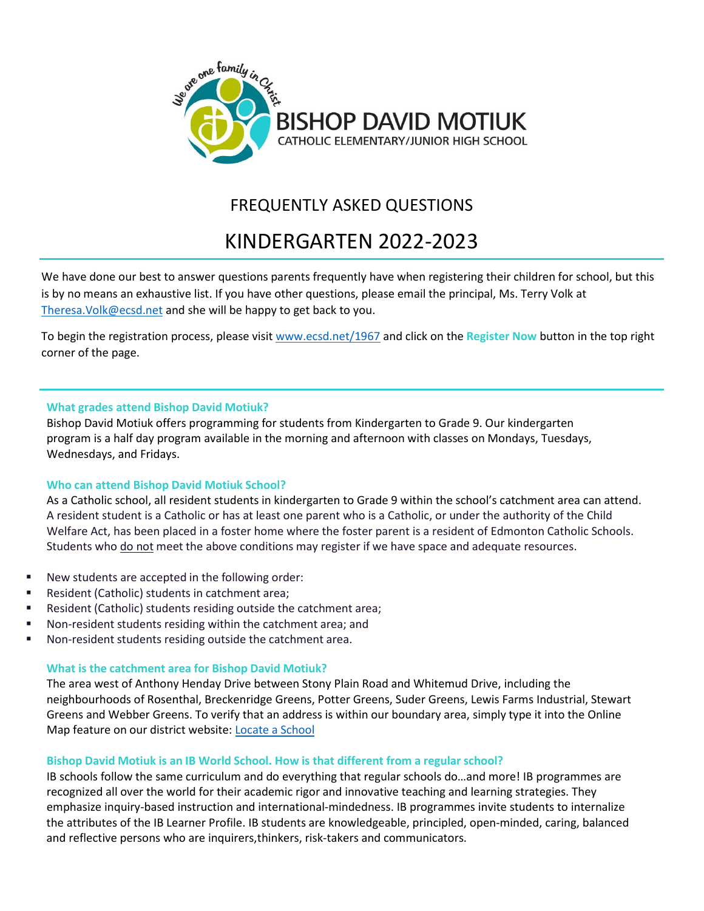We are one family in Christ

**BISHOP DAVID MOTIUK**
CATHOLIC ELEMENTARY/JUNIOR HIGH SCHOOL

# FREQUENTLY ASKED QUESTIONS

# KINDERGARTEN 2022-2023

We have done our best to answer questions parents frequently have when registering their children for school, but this is by no means an exhaustive list. If you have other questions, please email the principal, Ms. Terry Volk at Theresa.Volk@ecsd.net and she will be happy to get back to you.

To begin the registration process, please visit www.ecsd.net/1967 and click on the **Register Now** button in the top right corner of the page.

### What grades attend Bishop David Motiuk?

Bishop David Motiuk offers programming for students from Kindergarten to Grade 9. Our kindergarten program is a half day program available in the morning and afternoon with classes on Mondays, Tuesdays, Wednesdays, and Fridays.

### Who can attend Bishop David Motiuk School?

As a Catholic school, all resident students in kindergarten to Grade 9 within the school's catchment area can attend. A resident student is a Catholic or has at least one parent who is a Catholic, or under the authority of the Child Welfare Act, has been placed in a foster home where the foster parent is a resident of Edmonton Catholic Schools. Students who do not meet the above conditions may register if we have space and adequate resources.

- New students are accepted in the following order:
- Resident (Catholic) students in catchment area;
- Resident (Catholic) students residing outside the catchment area;
- Non-resident students residing within the catchment area; and
- Non-resident students residing outside the catchment area.

### What is the catchment area for Bishop David Motiuk?

The area west of Anthony Henday Drive between Stony Plain Road and Whitemud Drive, including the neighbourhoods of Rosenthal, Breckenridge Greens, Potter Greens, Suder Greens, Lewis Farms Industrial, Stewart Greens and Webber Greens. To verify that an address is within our boundary area, simply type it into the Online Map feature on our district website: Locate a School

### Bishop David Motiuk is an IB World School. How is that different from a regular school?

IB schools follow the same curriculum and do everything that regular schools do…and more! IB programmes are recognized all over the world for their academic rigor and innovative teaching and learning strategies. They emphasize inquiry-based instruction and international-mindedness. IB programmes invite students to internalize the attributes of the IB Learner Profile. IB students are knowledgeable, principled, open-minded, caring, balanced and reflective persons who are inquirers,thinkers, risk-takers and communicators.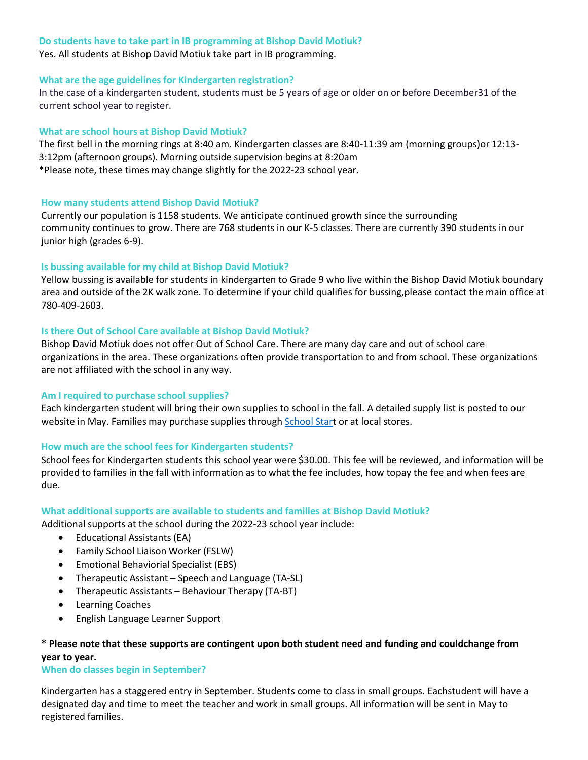### Do students have to take part in IB programming at Bishop David Motiuk?

Yes. All students at Bishop David Motiuk take part in IB programming.

### What are the age guidelines for Kindergarten registration?

In the case of a kindergarten student, students must be 5 years of age or older on or before December31 of the current school year to register.

### What are school hours at Bishop David Motiuk?

The first bell in the morning rings at 8:40 am. Kindergarten classes are 8:40-11:39 am (morning groups)or 12:13-3:12pm (afternoon groups). Morning outside supervision begins at 8:20am
*Please note, these times may change slightly for the 2022-23 school year.

### How many students attend Bishop David Motiuk?

Currently our population is 1158 students. We anticipate continued growth since the surrounding community continues to grow. There are 768 students in our K-5 classes. There are currently 390 students in our junior high (grades 6-9).

### Is bussing available for my child at Bishop David Motiuk?

Yellow bussing is available for students in kindergarten to Grade 9 who live within the Bishop David Motiuk boundary area and outside of the 2K walk zone. To determine if your child qualifies for bussing,please contact the main office at 780-409-2603.

### Is there Out of School Care available at Bishop David Motiuk?

Bishop David Motiuk does not offer Out of School Care. There are many day care and out of school care organizations in the area. These organizations often provide transportation to and from school. These organizations are not affiliated with the school in any way.

### Am I required to purchase school supplies?

Each kindergarten student will bring their own supplies to school in the fall. A detailed supply list is posted to our website in May. Families may purchase supplies through School Start or at local stores.

### How much are the school fees for Kindergarten students?

School fees for Kindergarten students this school year were $30.00. This fee will be reviewed, and information will be provided to families in the fall with information as to what the fee includes, how topay the fee and when fees are due.

### What additional supports are available to students and families at Bishop David Motiuk?

Additional supports at the school during the 2022-23 school year include:

- Educational Assistants (EA)
- Family School Liaison Worker (FSLW)
- Emotional Behaviorial Specialist (EBS)
- Therapeutic Assistant – Speech and Language (TA-SL)
- Therapeutic Assistants – Behaviour Therapy (TA-BT)
- Learning Coaches
- English Language Learner Support

**\* Please note that these supports are contingent upon both student need and funding and couldchange from year to year.**

### When do classes begin in September?

Kindergarten has a staggered entry in September. Students come to class in small groups. Eachstudent will have a designated day and time to meet the teacher and work in small groups. All information will be sent in May to registered families.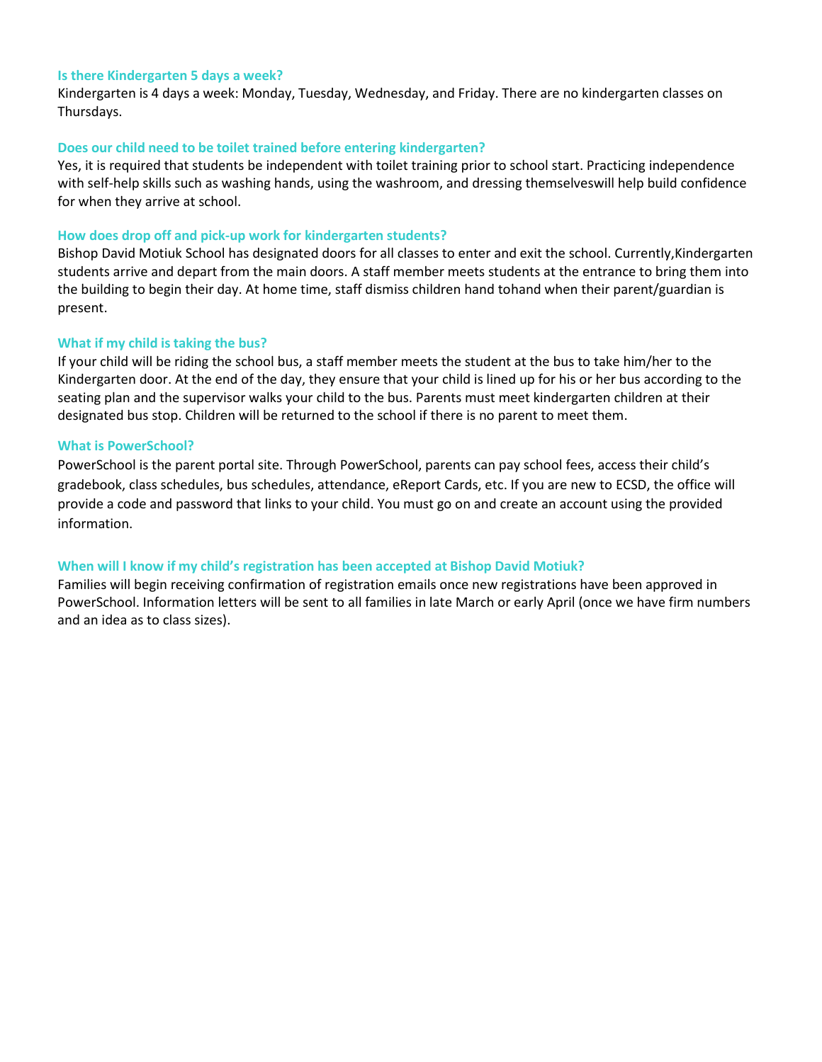### Is there Kindergarten 5 days a week?

Kindergarten is 4 days a week: Monday, Tuesday, Wednesday, and Friday. There are no kindergarten classes on Thursdays.

### Does our child need to be toilet trained before entering kindergarten?

Yes, it is required that students be independent with toilet training prior to school start. Practicing independence with self-help skills such as washing hands, using the washroom, and dressing themselveswill help build confidence for when they arrive at school.

### How does drop off and pick-up work for kindergarten students?

Bishop David Motiuk School has designated doors for all classes to enter and exit the school. Currently,Kindergarten students arrive and depart from the main doors. A staff member meets students at the entrance to bring them into the building to begin their day. At home time, staff dismiss children hand tohand when their parent/guardian is present.

### What if my child is taking the bus?

If your child will be riding the school bus, a staff member meets the student at the bus to take him/her to the Kindergarten door. At the end of the day, they ensure that your child is lined up for his or her bus according to the seating plan and the supervisor walks your child to the bus. Parents must meet kindergarten children at their designated bus stop. Children will be returned to the school if there is no parent to meet them.

### What is PowerSchool?

PowerSchool is the parent portal site. Through PowerSchool, parents can pay school fees, access their child's gradebook, class schedules, bus schedules, attendance, eReport Cards, etc. If you are new to ECSD, the office will provide a code and password that links to your child. You must go on and create an account using the provided information.

### When will I know if my child's registration has been accepted at Bishop David Motiuk?

Families will begin receiving confirmation of registration emails once new registrations have been approved in PowerSchool. Information letters will be sent to all families in late March or early April (once we have firm numbers and an idea as to class sizes).